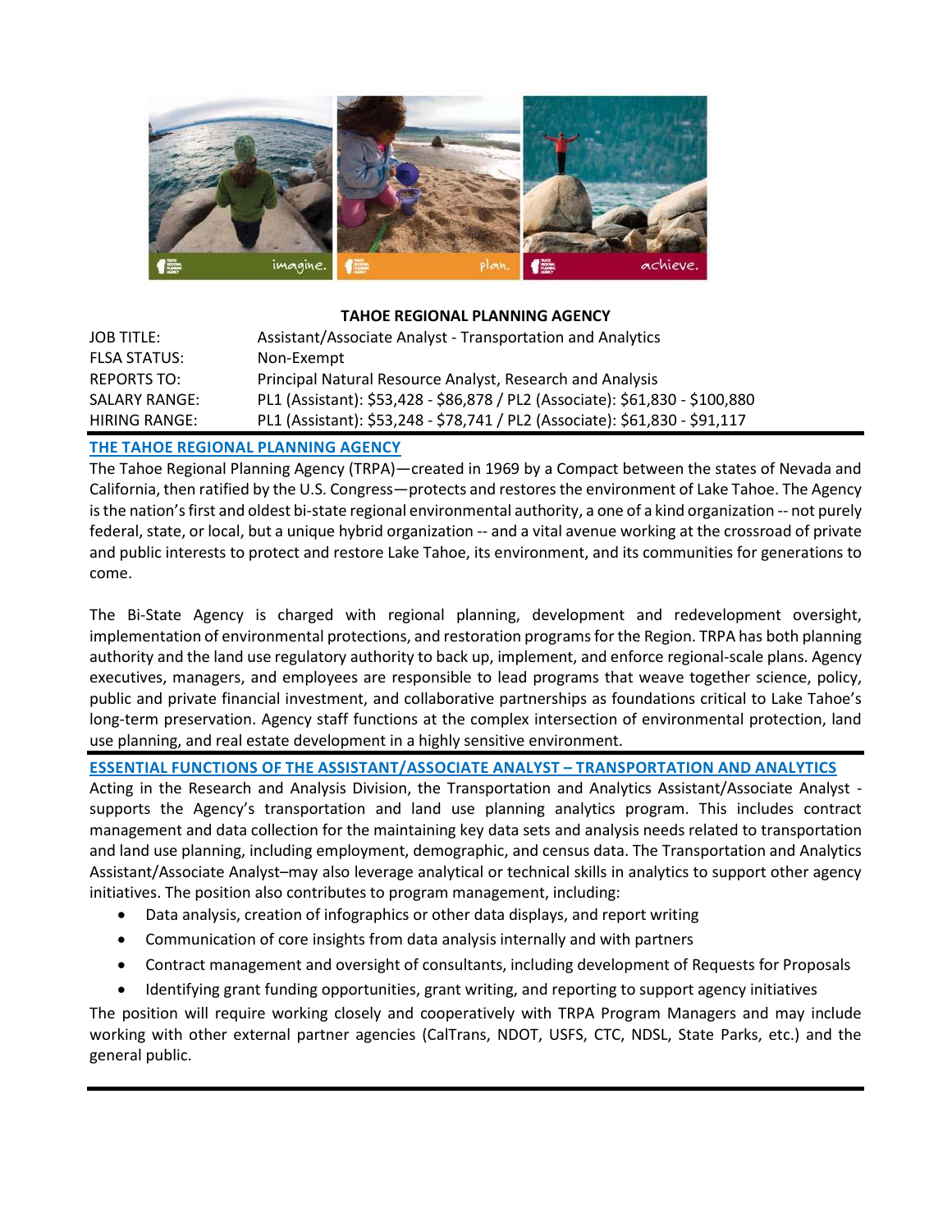## TAHOE REGIONAL PLANNING AGENCY

| | |
|---|---|
| JOB TITLE: | Assistant/Associate Analyst - Transportation and Analytics |
| FLSA STATUS: | Non-Exempt |
| REPORTS TO: | Principal Natural Resource Analyst, Research and Analysis |
| SALARY RANGE: | PL1 (Assistant): $53,428 - $86,878 / PL2 (Associate): $61,830 - $100,880 |
| HIRING RANGE: | PL1 (Assistant): $53,248 - $78,741 / PL2 (Associate): $61,830 - $91,117 |

### THE TAHOE REGIONAL PLANNING AGENCY

The Tahoe Regional Planning Agency (TRPA)—created in 1969 by a Compact between the states of Nevada and California, then ratified by the U.S. Congress—protects and restores the environment of Lake Tahoe. The Agency is the nation's first and oldest bi-state regional environmental authority, a one of a kind organization -- not purely federal, state, or local, but a unique hybrid organization -- and a vital avenue working at the crossroad of private and public interests to protect and restore Lake Tahoe, its environment, and its communities for generations to come.

The Bi-State Agency is charged with regional planning, development and redevelopment oversight, implementation of environmental protections, and restoration programs for the Region. TRPA has both planning authority and the land use regulatory authority to back up, implement, and enforce regional-scale plans. Agency executives, managers, and employees are responsible to lead programs that weave together science, policy, public and private financial investment, and collaborative partnerships as foundations critical to Lake Tahoe's long-term preservation. Agency staff functions at the complex intersection of environmental protection, land use planning, and real estate development in a highly sensitive environment.

### ESSENTIAL FUNCTIONS OF THE ASSISTANT/ASSOCIATE ANALYST – TRANSPORTATION AND ANALYTICS

Acting in the Research and Analysis Division, the Transportation and Analytics Assistant/Associate Analyst - supports the Agency's transportation and land use planning analytics program. This includes contract management and data collection for the maintaining key data sets and analysis needs related to transportation and land use planning, including employment, demographic, and census data. The Transportation and Analytics Assistant/Associate Analyst–may also leverage analytical or technical skills in analytics to support other agency initiatives. The position also contributes to program management, including:

- Data analysis, creation of infographics or other data displays, and report writing
- Communication of core insights from data analysis internally and with partners
- Contract management and oversight of consultants, including development of Requests for Proposals
- Identifying grant funding opportunities, grant writing, and reporting to support agency initiatives

The position will require working closely and cooperatively with TRPA Program Managers and may include working with other external partner agencies (CalTrans, NDOT, USFS, CTC, NDSL, State Parks, etc.) and the general public.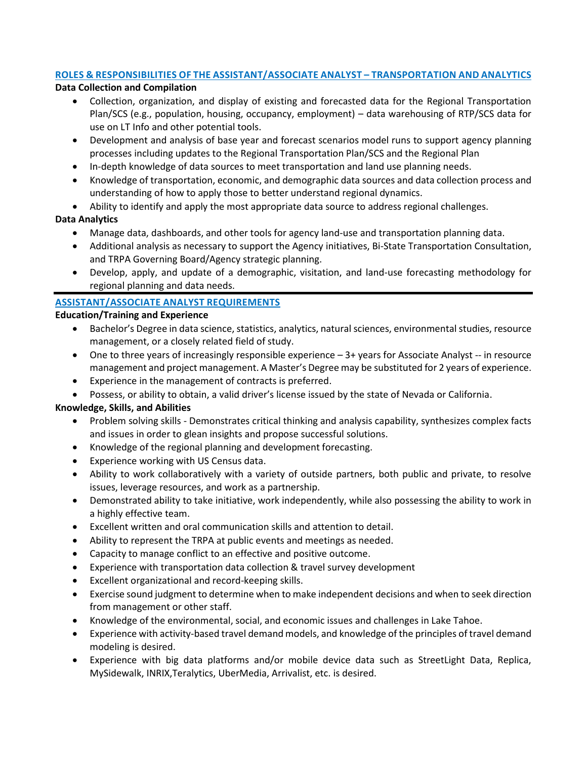## ROLES & RESPONSIBILITIES OF THE ASSISTANT/ASSOCIATE ANALYST – TRANSPORTATION AND ANALYTICS

**Data Collection and Compilation**

- Collection, organization, and display of existing and forecasted data for the Regional Transportation Plan/SCS (e.g., population, housing, occupancy, employment) – data warehousing of RTP/SCS data for use on LT Info and other potential tools.
- Development and analysis of base year and forecast scenarios model runs to support agency planning processes including updates to the Regional Transportation Plan/SCS and the Regional Plan
- In-depth knowledge of data sources to meet transportation and land use planning needs.
- Knowledge of transportation, economic, and demographic data sources and data collection process and understanding of how to apply those to better understand regional dynamics.
- Ability to identify and apply the most appropriate data source to address regional challenges.

**Data Analytics**

- Manage data, dashboards, and other tools for agency land-use and transportation planning data.
- Additional analysis as necessary to support the Agency initiatives, Bi-State Transportation Consultation, and TRPA Governing Board/Agency strategic planning.
- Develop, apply, and update of a demographic, visitation, and land-use forecasting methodology for regional planning and data needs.

---

## ASSISTANT/ASSOCIATE ANALYST REQUIREMENTS

**Education/Training and Experience**

- Bachelor's Degree in data science, statistics, analytics, natural sciences, environmental studies, resource management, or a closely related field of study.
- One to three years of increasingly responsible experience – 3+ years for Associate Analyst -- in resource management and project management. A Master's Degree may be substituted for 2 years of experience.
- Experience in the management of contracts is preferred.
- Possess, or ability to obtain, a valid driver's license issued by the state of Nevada or California.

**Knowledge, Skills, and Abilities**

- Problem solving skills - Demonstrates critical thinking and analysis capability, synthesizes complex facts and issues in order to glean insights and propose successful solutions.
- Knowledge of the regional planning and development forecasting.
- Experience working with US Census data.
- Ability to work collaboratively with a variety of outside partners, both public and private, to resolve issues, leverage resources, and work as a partnership.
- Demonstrated ability to take initiative, work independently, while also possessing the ability to work in a highly effective team.
- Excellent written and oral communication skills and attention to detail.
- Ability to represent the TRPA at public events and meetings as needed.
- Capacity to manage conflict to an effective and positive outcome.
- Experience with transportation data collection & travel survey development
- Excellent organizational and record-keeping skills.
- Exercise sound judgment to determine when to make independent decisions and when to seek direction from management or other staff.
- Knowledge of the environmental, social, and economic issues and challenges in Lake Tahoe.
- Experience with activity-based travel demand models, and knowledge of the principles of travel demand modeling is desired.
- Experience with big data platforms and/or mobile device data such as StreetLight Data, Replica, MySidewalk, INRIX,Teralytics, UberMedia, Arrivalist, etc. is desired.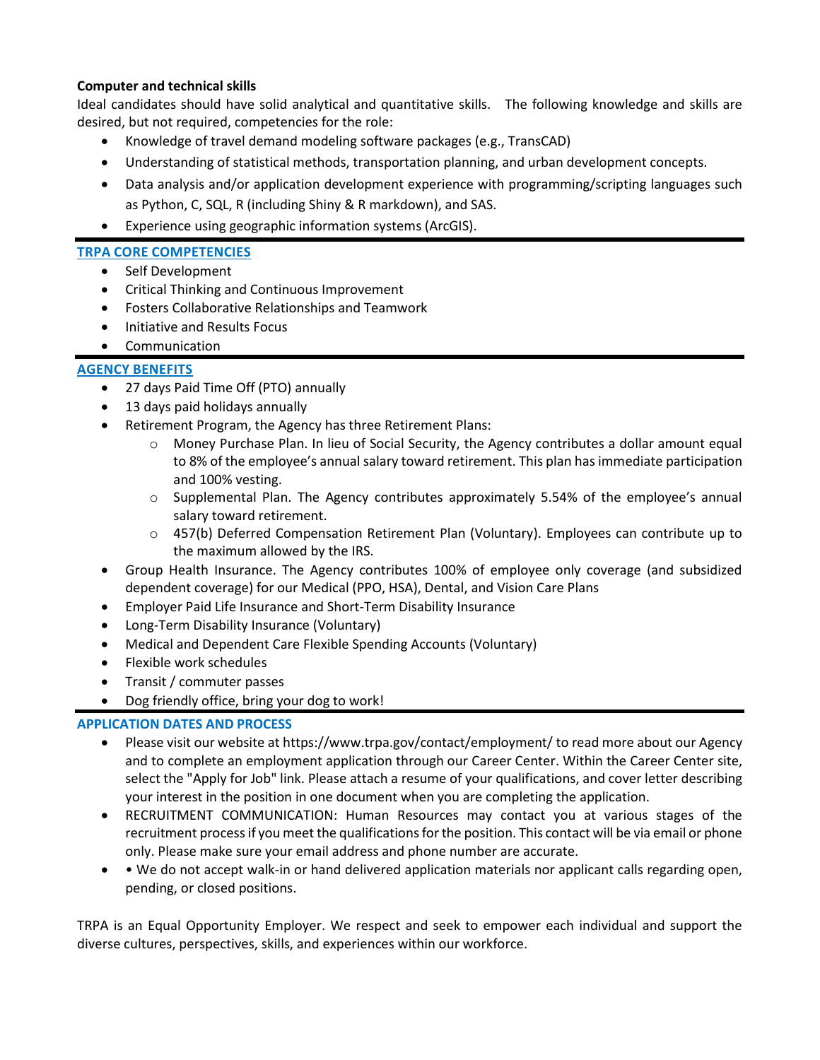**Computer and technical skills**

Ideal candidates should have solid analytical and quantitative skills. The following knowledge and skills are desired, but not required, competencies for the role:

- Knowledge of travel demand modeling software packages (e.g., TransCAD)
- Understanding of statistical methods, transportation planning, and urban development concepts.
- Data analysis and/or application development experience with programming/scripting languages such as Python, C, SQL, R (including Shiny & R markdown), and SAS.
- Experience using geographic information systems (ArcGIS).

## TRPA CORE COMPETENCIES

- Self Development
- Critical Thinking and Continuous Improvement
- Fosters Collaborative Relationships and Teamwork
- Initiative and Results Focus
- Communication

## AGENCY BENEFITS

- 27 days Paid Time Off (PTO) annually
- 13 days paid holidays annually
- Retirement Program, the Agency has three Retirement Plans:
    - Money Purchase Plan. In lieu of Social Security, the Agency contributes a dollar amount equal to 8% of the employee's annual salary toward retirement. This plan has immediate participation and 100% vesting.
    - Supplemental Plan. The Agency contributes approximately 5.54% of the employee's annual salary toward retirement.
    - 457(b) Deferred Compensation Retirement Plan (Voluntary). Employees can contribute up to the maximum allowed by the IRS.
- Group Health Insurance. The Agency contributes 100% of employee only coverage (and subsidized dependent coverage) for our Medical (PPO, HSA), Dental, and Vision Care Plans
- Employer Paid Life Insurance and Short-Term Disability Insurance
- Long-Term Disability Insurance (Voluntary)
- Medical and Dependent Care Flexible Spending Accounts (Voluntary)
- Flexible work schedules
- Transit / commuter passes
- Dog friendly office, bring your dog to work!

## APPLICATION DATES AND PROCESS

- Please visit our website at https://www.trpa.gov/contact/employment/ to read more about our Agency and to complete an employment application through our Career Center. Within the Career Center site, select the "Apply for Job" link. Please attach a resume of your qualifications, and cover letter describing your interest in the position in one document when you are completing the application.
- RECRUITMENT COMMUNICATION: Human Resources may contact you at various stages of the recruitment process if you meet the qualifications for the position. This contact will be via email or phone only. Please make sure your email address and phone number are accurate.
- • We do not accept walk-in or hand delivered application materials nor applicant calls regarding open, pending, or closed positions.

TRPA is an Equal Opportunity Employer. We respect and seek to empower each individual and support the diverse cultures, perspectives, skills, and experiences within our workforce.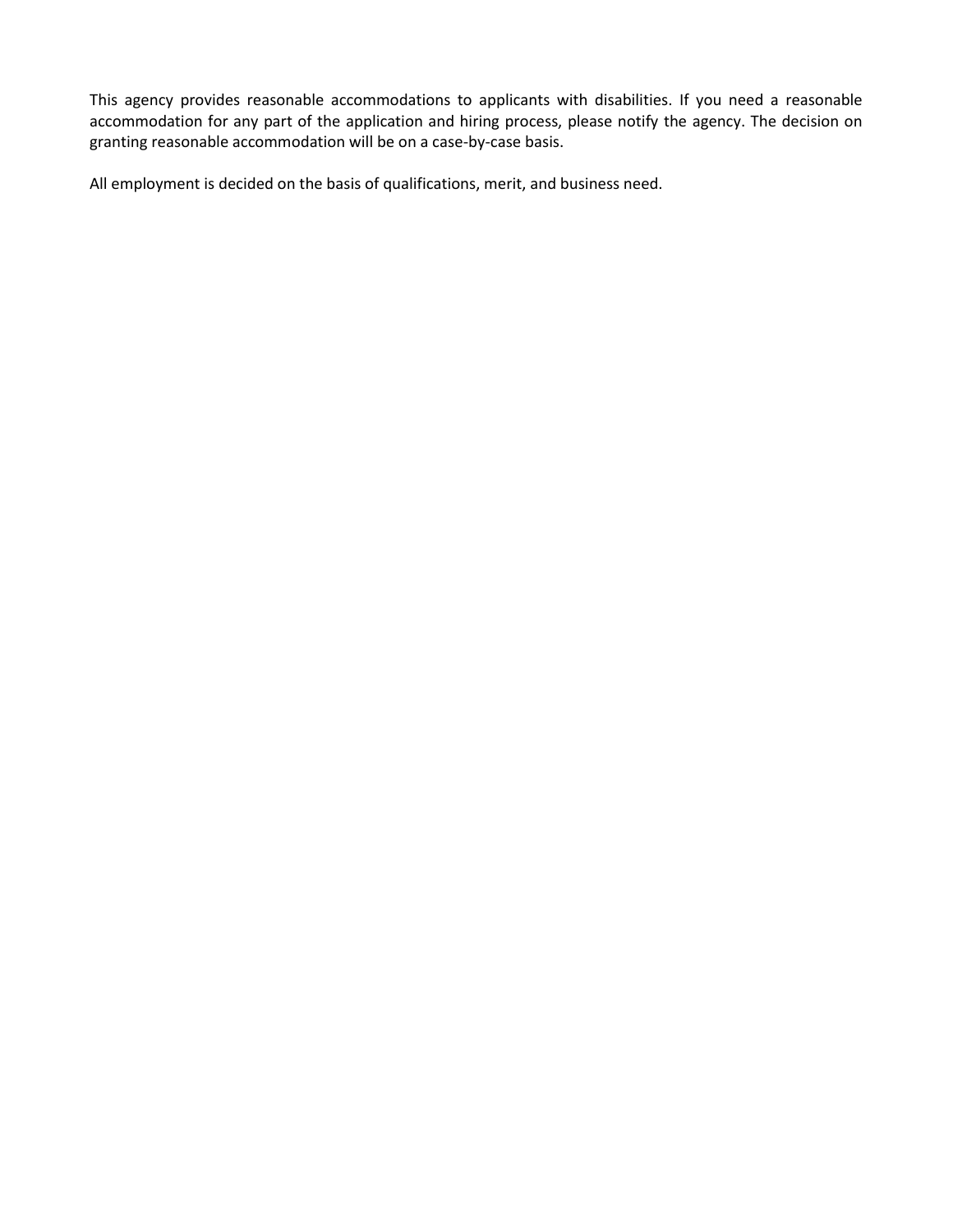This agency provides reasonable accommodations to applicants with disabilities. If you need a reasonable accommodation for any part of the application and hiring process, please notify the agency. The decision on granting reasonable accommodation will be on a case-by-case basis.

All employment is decided on the basis of qualifications, merit, and business need.